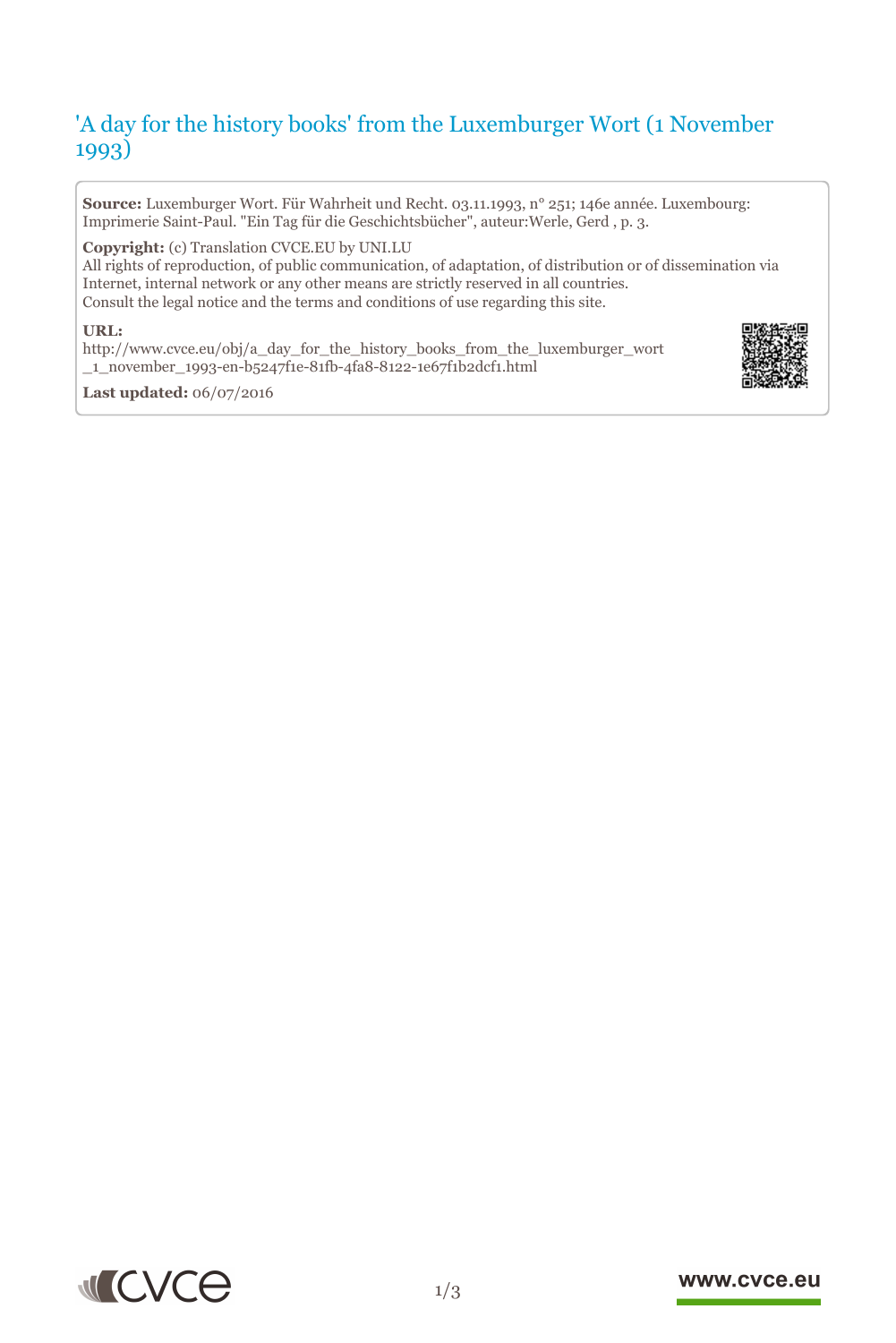# 'A day for the history books' from the Luxemburger Wort (1 November 1993)

**Source:** Luxemburger Wort. Für Wahrheit und Recht. 03.11.1993, n° 251; 146e année. Luxembourg: Imprimerie Saint-Paul. "Ein Tag für die Geschichtsbücher", auteur:Werle, Gerd , p. 3.

**Copyright:** (c) Translation CVCE.EU by UNI.LU
All rights of reproduction, of public communication, of adaptation, of distribution or of dissemination via Internet, internal network or any other means are strictly reserved in all countries.
Consult the legal notice and the terms and conditions of use regarding this site.

**URL:**
http://www.cvce.eu/obj/a_day_for_the_history_books_from_the_luxemburger_wort_1_november_1993-en-b5247f1e-81fb-4fa8-8122-1e67f1b2dcf1.html

**Last updated:** 06/07/2016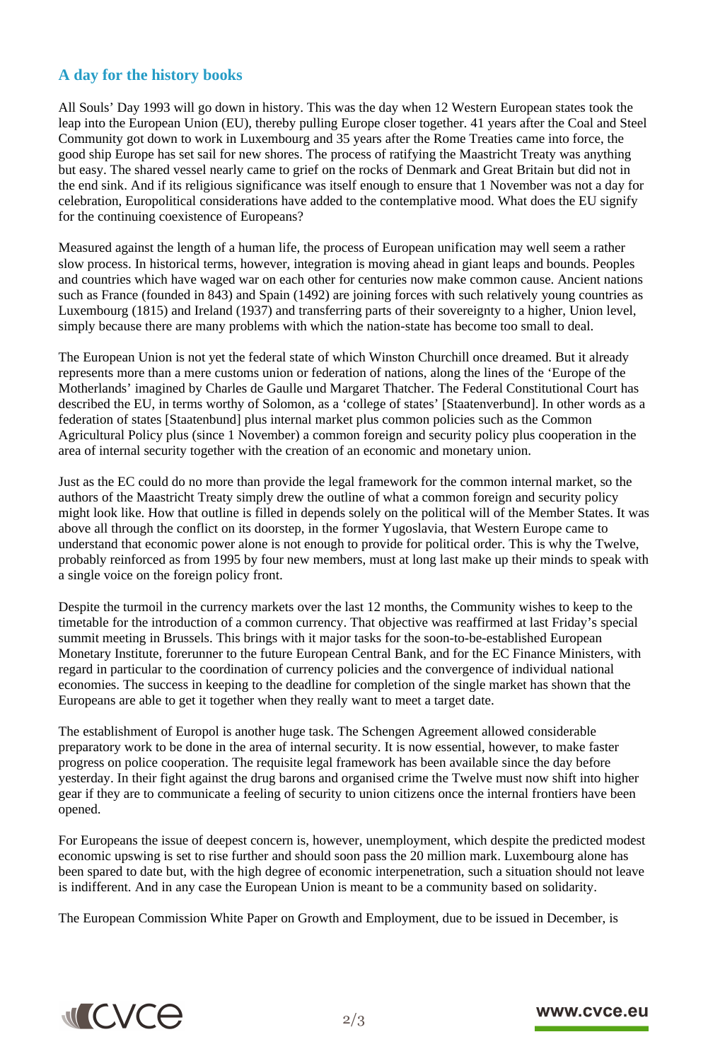## A day for the history books

All Souls' Day 1993 will go down in history. This was the day when 12 Western European states took the leap into the European Union (EU), thereby pulling Europe closer together. 41 years after the Coal and Steel Community got down to work in Luxembourg and 35 years after the Rome Treaties came into force, the good ship Europe has set sail for new shores. The process of ratifying the Maastricht Treaty was anything but easy. The shared vessel nearly came to grief on the rocks of Denmark and Great Britain but did not in the end sink. And if its religious significance was itself enough to ensure that 1 November was not a day for celebration, Europolitical considerations have added to the contemplative mood. What does the EU signify for the continuing coexistence of Europeans?

Measured against the length of a human life, the process of European unification may well seem a rather slow process. In historical terms, however, integration is moving ahead in giant leaps and bounds. Peoples and countries which have waged war on each other for centuries now make common cause. Ancient nations such as France (founded in 843) and Spain (1492) are joining forces with such relatively young countries as Luxembourg (1815) and Ireland (1937) and transferring parts of their sovereignty to a higher, Union level, simply because there are many problems with which the nation-state has become too small to deal.

The European Union is not yet the federal state of which Winston Churchill once dreamed. But it already represents more than a mere customs union or federation of nations, along the lines of the 'Europe of the Motherlands' imagined by Charles de Gaulle und Margaret Thatcher. The Federal Constitutional Court has described the EU, in terms worthy of Solomon, as a 'college of states' [Staatenverbund]. In other words as a federation of states [Staatenbund] plus internal market plus common policies such as the Common Agricultural Policy plus (since 1 November) a common foreign and security policy plus cooperation in the area of internal security together with the creation of an economic and monetary union.

Just as the EC could do no more than provide the legal framework for the common internal market, so the authors of the Maastricht Treaty simply drew the outline of what a common foreign and security policy might look like. How that outline is filled in depends solely on the political will of the Member States. It was above all through the conflict on its doorstep, in the former Yugoslavia, that Western Europe came to understand that economic power alone is not enough to provide for political order. This is why the Twelve, probably reinforced as from 1995 by four new members, must at long last make up their minds to speak with a single voice on the foreign policy front.

Despite the turmoil in the currency markets over the last 12 months, the Community wishes to keep to the timetable for the introduction of a common currency. That objective was reaffirmed at last Friday's special summit meeting in Brussels. This brings with it major tasks for the soon-to-be-established European Monetary Institute, forerunner to the future European Central Bank, and for the EC Finance Ministers, with regard in particular to the coordination of currency policies and the convergence of individual national economies. The success in keeping to the deadline for completion of the single market has shown that the Europeans are able to get it together when they really want to meet a target date.

The establishment of Europol is another huge task. The Schengen Agreement allowed considerable preparatory work to be done in the area of internal security. It is now essential, however, to make faster progress on police cooperation. The requisite legal framework has been available since the day before yesterday. In their fight against the drug barons and organised crime the Twelve must now shift into higher gear if they are to communicate a feeling of security to union citizens once the internal frontiers have been opened.

For Europeans the issue of deepest concern is, however, unemployment, which despite the predicted modest economic upswing is set to rise further and should soon pass the 20 million mark. Luxembourg alone has been spared to date but, with the high degree of economic interpenetration, such a situation should not leave is indifferent. And in any case the European Union is meant to be a community based on solidarity.

The European Commission White Paper on Growth and Employment, due to be issued in December, is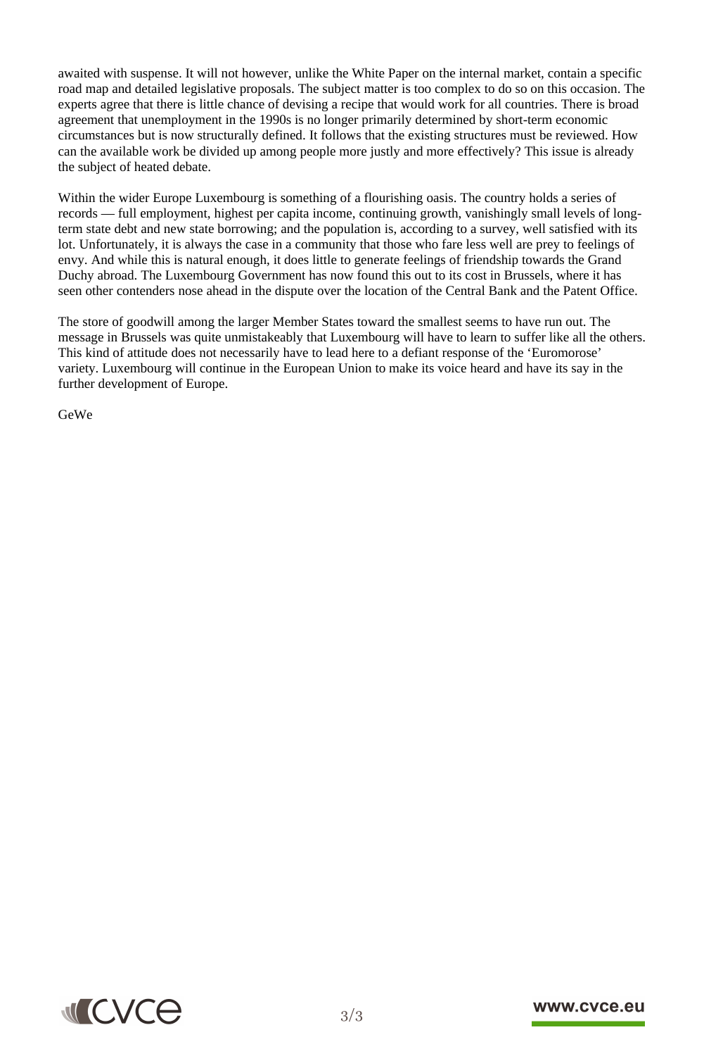awaited with suspense. It will not however, unlike the White Paper on the internal market, contain a specific road map and detailed legislative proposals. The subject matter is too complex to do so on this occasion. The experts agree that there is little chance of devising a recipe that would work for all countries. There is broad agreement that unemployment in the 1990s is no longer primarily determined by short-term economic circumstances but is now structurally defined. It follows that the existing structures must be reviewed. How can the available work be divided up among people more justly and more effectively? This issue is already the subject of heated debate.

Within the wider Europe Luxembourg is something of a flourishing oasis. The country holds a series of records — full employment, highest per capita income, continuing growth, vanishingly small levels of long-term state debt and new state borrowing; and the population is, according to a survey, well satisfied with its lot. Unfortunately, it is always the case in a community that those who fare less well are prey to feelings of envy. And while this is natural enough, it does little to generate feelings of friendship towards the Grand Duchy abroad. The Luxembourg Government has now found this out to its cost in Brussels, where it has seen other contenders nose ahead in the dispute over the location of the Central Bank and the Patent Office.

The store of goodwill among the larger Member States toward the smallest seems to have run out. The message in Brussels was quite unmistakeably that Luxembourg will have to learn to suffer like all the others. This kind of attitude does not necessarily have to lead here to a defiant response of the 'Euromorose' variety. Luxembourg will continue in the European Union to make its voice heard and have its say in the further development of Europe.

GeWe